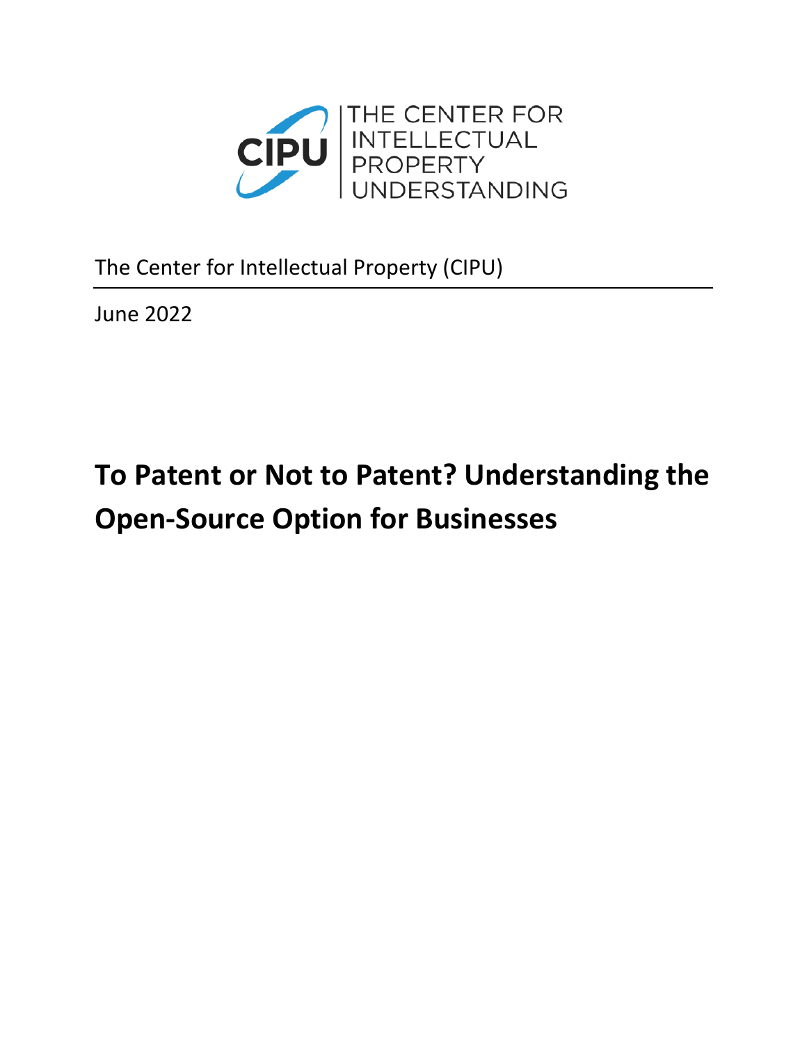THE CENTER FOR INTELLECTUAL PROPERTY UNDERSTANDING

The Center for Intellectual Property (CIPU)

June 2022

# To Patent or Not to Patent? Understanding the Open-Source Option for Businesses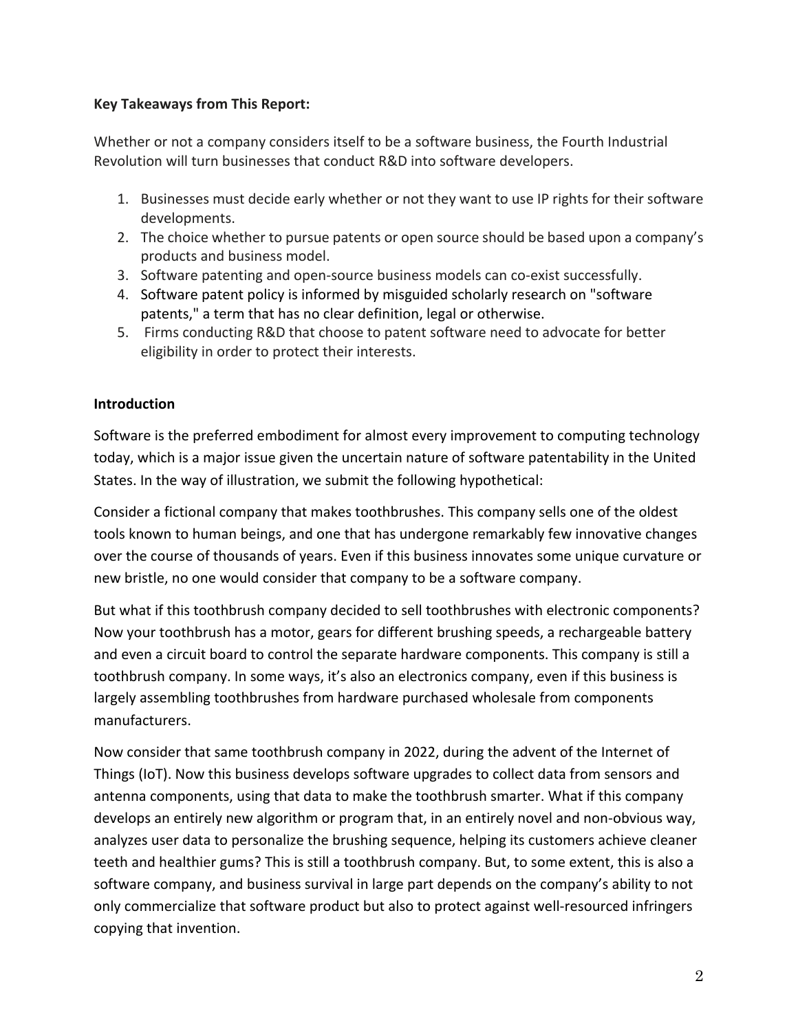**Key Takeaways from This Report:**

Whether or not a company considers itself to be a software business, the Fourth Industrial Revolution will turn businesses that conduct R&D into software developers.

1. Businesses must decide early whether or not they want to use IP rights for their software developments.
2. The choice whether to pursue patents or open source should be based upon a company's products and business model.
3. Software patenting and open-source business models can co-exist successfully.
4. Software patent policy is informed by misguided scholarly research on "software patents," a term that has no clear definition, legal or otherwise.
5. Firms conducting R&D that choose to patent software need to advocate for better eligibility in order to protect their interests.

**Introduction**

Software is the preferred embodiment for almost every improvement to computing technology today, which is a major issue given the uncertain nature of software patentability in the United States. In the way of illustration, we submit the following hypothetical:

Consider a fictional company that makes toothbrushes. This company sells one of the oldest tools known to human beings, and one that has undergone remarkably few innovative changes over the course of thousands of years. Even if this business innovates some unique curvature or new bristle, no one would consider that company to be a software company.

But what if this toothbrush company decided to sell toothbrushes with electronic components? Now your toothbrush has a motor, gears for different brushing speeds, a rechargeable battery and even a circuit board to control the separate hardware components. This company is still a toothbrush company. In some ways, it's also an electronics company, even if this business is largely assembling toothbrushes from hardware purchased wholesale from components manufacturers.

Now consider that same toothbrush company in 2022, during the advent of the Internet of Things (IoT). Now this business develops software upgrades to collect data from sensors and antenna components, using that data to make the toothbrush smarter. What if this company develops an entirely new algorithm or program that, in an entirely novel and non-obvious way, analyzes user data to personalize the brushing sequence, helping its customers achieve cleaner teeth and healthier gums? This is still a toothbrush company. But, to some extent, this is also a software company, and business survival in large part depends on the company's ability to not only commercialize that software product but also to protect against well-resourced infringers copying that invention.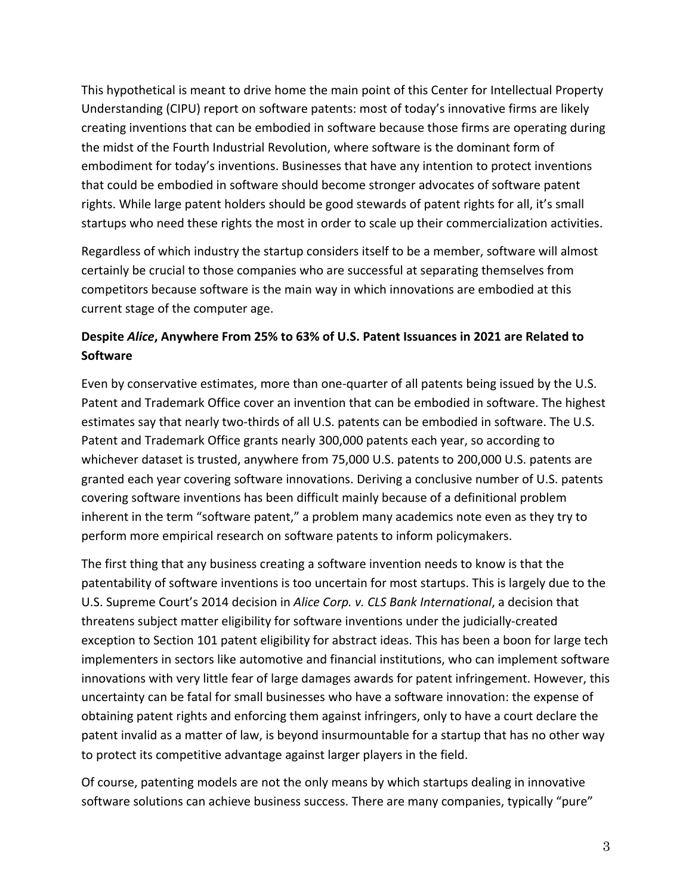This hypothetical is meant to drive home the main point of this Center for Intellectual Property Understanding (CIPU) report on software patents: most of today's innovative firms are likely creating inventions that can be embodied in software because those firms are operating during the midst of the Fourth Industrial Revolution, where software is the dominant form of embodiment for today's inventions. Businesses that have any intention to protect inventions that could be embodied in software should become stronger advocates of software patent rights. While large patent holders should be good stewards of patent rights for all, it's small startups who need these rights the most in order to scale up their commercialization activities.

Regardless of which industry the startup considers itself to be a member, software will almost certainly be crucial to those companies who are successful at separating themselves from competitors because software is the main way in which innovations are embodied at this current stage of the computer age.

### Despite *Alice*, Anywhere From 25% to 63% of U.S. Patent Issuances in 2021 are Related to Software

Even by conservative estimates, more than one-quarter of all patents being issued by the U.S. Patent and Trademark Office cover an invention that can be embodied in software. The highest estimates say that nearly two-thirds of all U.S. patents can be embodied in software. The U.S. Patent and Trademark Office grants nearly 300,000 patents each year, so according to whichever dataset is trusted, anywhere from 75,000 U.S. patents to 200,000 U.S. patents are granted each year covering software innovations. Deriving a conclusive number of U.S. patents covering software inventions has been difficult mainly because of a definitional problem inherent in the term "software patent," a problem many academics note even as they try to perform more empirical research on software patents to inform policymakers.

The first thing that any business creating a software invention needs to know is that the patentability of software inventions is too uncertain for most startups. This is largely due to the U.S. Supreme Court's 2014 decision in *Alice Corp. v. CLS Bank International*, a decision that threatens subject matter eligibility for software inventions under the judicially-created exception to Section 101 patent eligibility for abstract ideas. This has been a boon for large tech implementers in sectors like automotive and financial institutions, who can implement software innovations with very little fear of large damages awards for patent infringement. However, this uncertainty can be fatal for small businesses who have a software innovation: the expense of obtaining patent rights and enforcing them against infringers, only to have a court declare the patent invalid as a matter of law, is beyond insurmountable for a startup that has no other way to protect its competitive advantage against larger players in the field.

Of course, patenting models are not the only means by which startups dealing in innovative software solutions can achieve business success. There are many companies, typically "pure"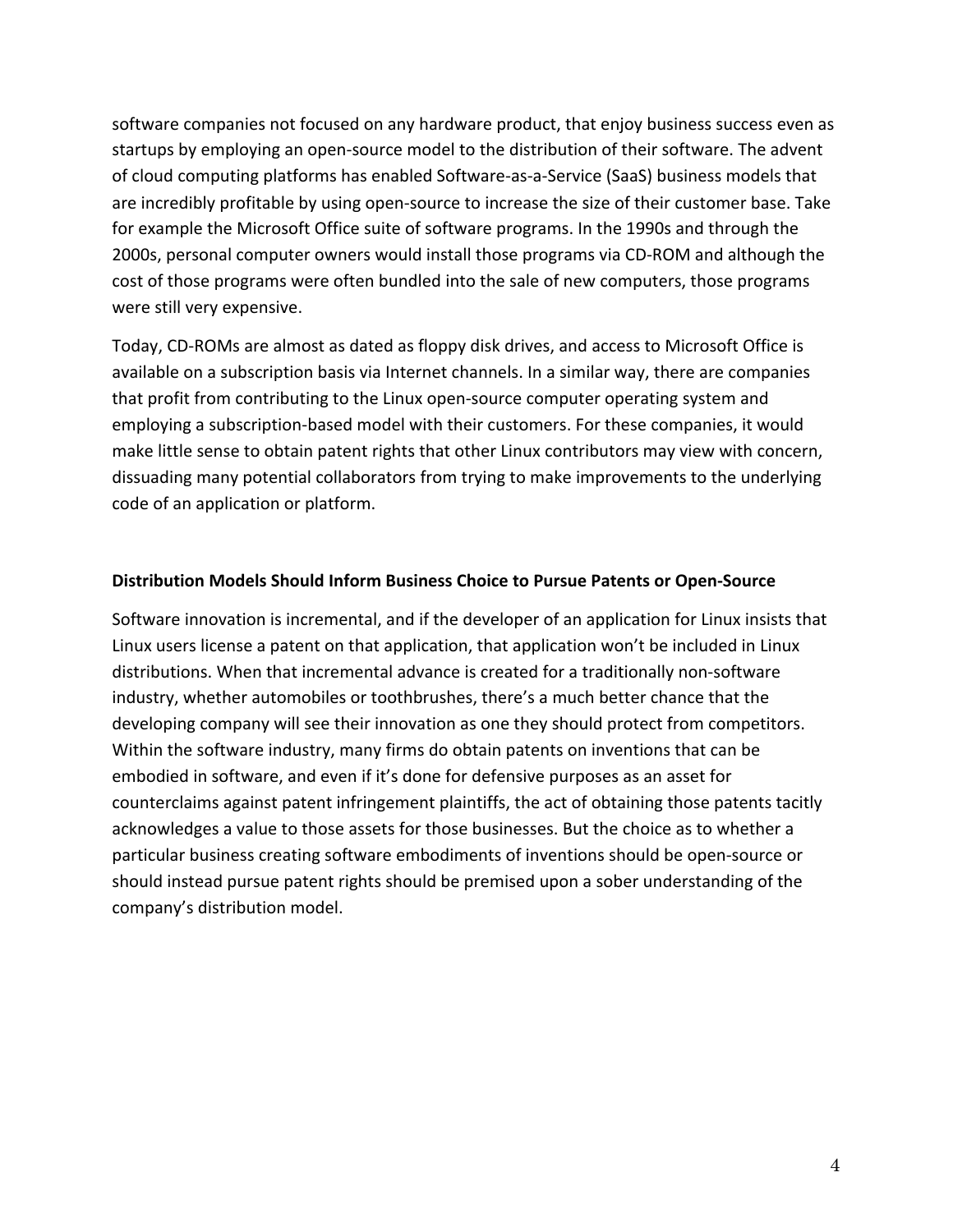software companies not focused on any hardware product, that enjoy business success even as startups by employing an open-source model to the distribution of their software. The advent of cloud computing platforms has enabled Software-as-a-Service (SaaS) business models that are incredibly profitable by using open-source to increase the size of their customer base. Take for example the Microsoft Office suite of software programs. In the 1990s and through the 2000s, personal computer owners would install those programs via CD-ROM and although the cost of those programs were often bundled into the sale of new computers, those programs were still very expensive.

Today, CD-ROMs are almost as dated as floppy disk drives, and access to Microsoft Office is available on a subscription basis via Internet channels. In a similar way, there are companies that profit from contributing to the Linux open-source computer operating system and employing a subscription-based model with their customers. For these companies, it would make little sense to obtain patent rights that other Linux contributors may view with concern, dissuading many potential collaborators from trying to make improvements to the underlying code of an application or platform.

### Distribution Models Should Inform Business Choice to Pursue Patents or Open-Source

Software innovation is incremental, and if the developer of an application for Linux insists that Linux users license a patent on that application, that application won't be included in Linux distributions. When that incremental advance is created for a traditionally non-software industry, whether automobiles or toothbrushes, there's a much better chance that the developing company will see their innovation as one they should protect from competitors. Within the software industry, many firms do obtain patents on inventions that can be embodied in software, and even if it's done for defensive purposes as an asset for counterclaims against patent infringement plaintiffs, the act of obtaining those patents tacitly acknowledges a value to those assets for those businesses. But the choice as to whether a particular business creating software embodiments of inventions should be open-source or should instead pursue patent rights should be premised upon a sober understanding of the company's distribution model.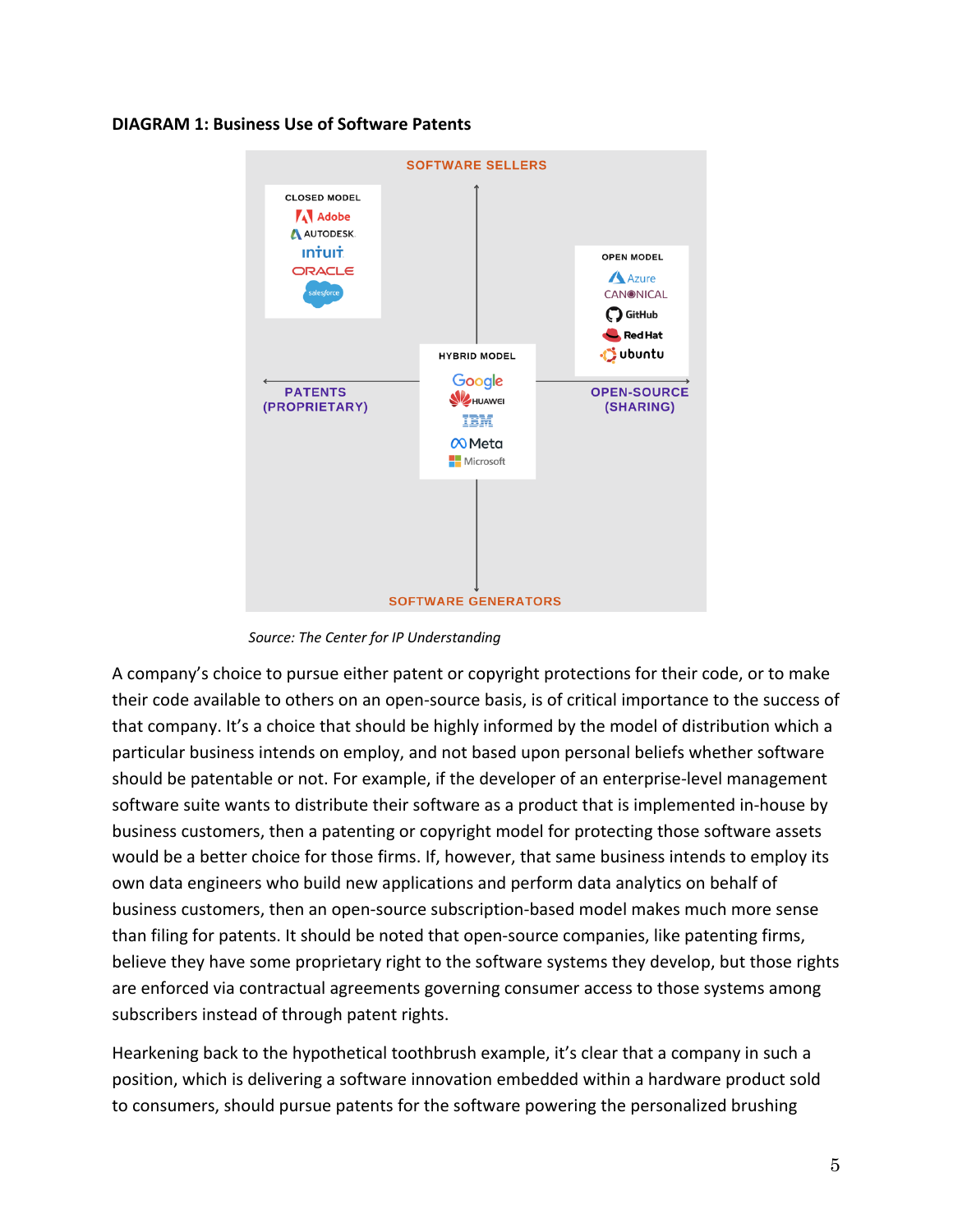**DIAGRAM 1: Business Use of Software Patents**

SOFTWARE SELLERS

CLOSED MODEL
Adobe
AUTODESK
intuit
ORACLE
salesforce

OPEN MODEL
Azure
CANONICAL
GitHub
Red Hat
ubuntu

HYBRID MODEL
Google
HUAWEI
IBM
Meta
Microsoft

PATENTS (PROPRIETARY)

OPEN-SOURCE (SHARING)

SOFTWARE GENERATORS

*Source: The Center for IP Understanding*

A company's choice to pursue either patent or copyright protections for their code, or to make their code available to others on an open-source basis, is of critical importance to the success of that company. It's a choice that should be highly informed by the model of distribution which a particular business intends on employ, and not based upon personal beliefs whether software should be patentable or not. For example, if the developer of an enterprise-level management software suite wants to distribute their software as a product that is implemented in-house by business customers, then a patenting or copyright model for protecting those software assets would be a better choice for those firms. If, however, that same business intends to employ its own data engineers who build new applications and perform data analytics on behalf of business customers, then an open-source subscription-based model makes much more sense than filing for patents. It should be noted that open-source companies, like patenting firms, believe they have some proprietary right to the software systems they develop, but those rights are enforced via contractual agreements governing consumer access to those systems among subscribers instead of through patent rights.

Hearkening back to the hypothetical toothbrush example, it's clear that a company in such a position, which is delivering a software innovation embedded within a hardware product sold to consumers, should pursue patents for the software powering the personalized brushing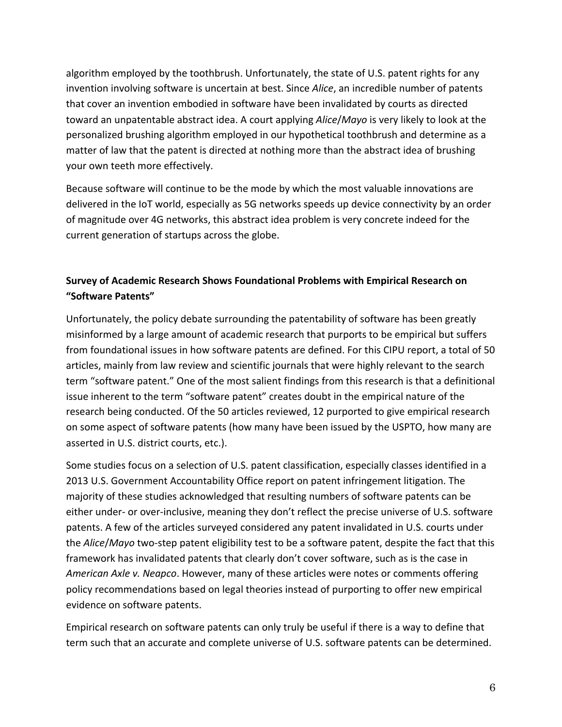algorithm employed by the toothbrush. Unfortunately, the state of U.S. patent rights for any invention involving software is uncertain at best. Since *Alice*, an incredible number of patents that cover an invention embodied in software have been invalidated by courts as directed toward an unpatentable abstract idea. A court applying *Alice*/*Mayo* is very likely to look at the personalized brushing algorithm employed in our hypothetical toothbrush and determine as a matter of law that the patent is directed at nothing more than the abstract idea of brushing your own teeth more effectively.

Because software will continue to be the mode by which the most valuable innovations are delivered in the IoT world, especially as 5G networks speeds up device connectivity by an order of magnitude over 4G networks, this abstract idea problem is very concrete indeed for the current generation of startups across the globe.

**Survey of Academic Research Shows Foundational Problems with Empirical Research on "Software Patents"**

Unfortunately, the policy debate surrounding the patentability of software has been greatly misinformed by a large amount of academic research that purports to be empirical but suffers from foundational issues in how software patents are defined. For this CIPU report, a total of 50 articles, mainly from law review and scientific journals that were highly relevant to the search term "software patent." One of the most salient findings from this research is that a definitional issue inherent to the term "software patent" creates doubt in the empirical nature of the research being conducted. Of the 50 articles reviewed, 12 purported to give empirical research on some aspect of software patents (how many have been issued by the USPTO, how many are asserted in U.S. district courts, etc.).

Some studies focus on a selection of U.S. patent classification, especially classes identified in a 2013 U.S. Government Accountability Office report on patent infringement litigation. The majority of these studies acknowledged that resulting numbers of software patents can be either under- or over-inclusive, meaning they don't reflect the precise universe of U.S. software patents. A few of the articles surveyed considered any patent invalidated in U.S. courts under the *Alice*/*Mayo* two-step patent eligibility test to be a software patent, despite the fact that this framework has invalidated patents that clearly don't cover software, such as is the case in *American Axle v. Neapco*. However, many of these articles were notes or comments offering policy recommendations based on legal theories instead of purporting to offer new empirical evidence on software patents.

Empirical research on software patents can only truly be useful if there is a way to define that term such that an accurate and complete universe of U.S. software patents can be determined.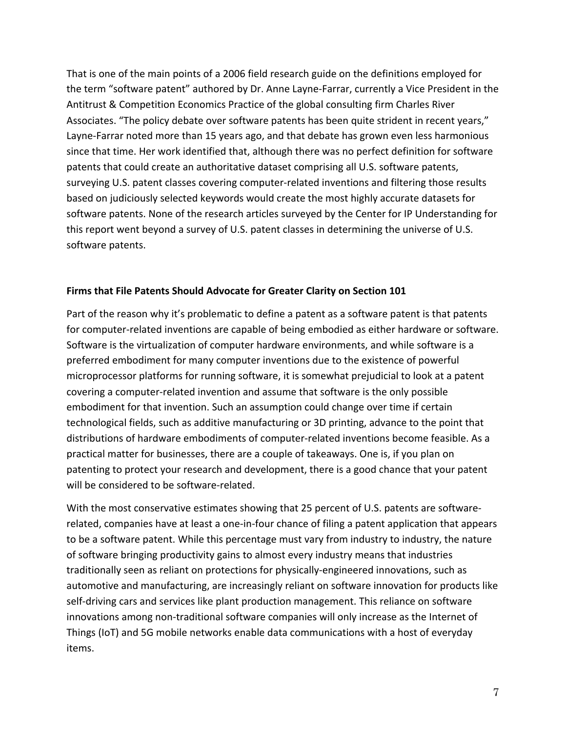That is one of the main points of a 2006 field research guide on the definitions employed for the term "software patent" authored by Dr. Anne Layne-Farrar, currently a Vice President in the Antitrust & Competition Economics Practice of the global consulting firm Charles River Associates. "The policy debate over software patents has been quite strident in recent years," Layne-Farrar noted more than 15 years ago, and that debate has grown even less harmonious since that time. Her work identified that, although there was no perfect definition for software patents that could create an authoritative dataset comprising all U.S. software patents, surveying U.S. patent classes covering computer-related inventions and filtering those results based on judiciously selected keywords would create the most highly accurate datasets for software patents. None of the research articles surveyed by the Center for IP Understanding for this report went beyond a survey of U.S. patent classes in determining the universe of U.S. software patents.

### Firms that File Patents Should Advocate for Greater Clarity on Section 101

Part of the reason why it's problematic to define a patent as a software patent is that patents for computer-related inventions are capable of being embodied as either hardware or software. Software is the virtualization of computer hardware environments, and while software is a preferred embodiment for many computer inventions due to the existence of powerful microprocessor platforms for running software, it is somewhat prejudicial to look at a patent covering a computer-related invention and assume that software is the only possible embodiment for that invention. Such an assumption could change over time if certain technological fields, such as additive manufacturing or 3D printing, advance to the point that distributions of hardware embodiments of computer-related inventions become feasible. As a practical matter for businesses, there are a couple of takeaways. One is, if you plan on patenting to protect your research and development, there is a good chance that your patent will be considered to be software-related.

With the most conservative estimates showing that 25 percent of U.S. patents are software-related, companies have at least a one-in-four chance of filing a patent application that appears to be a software patent. While this percentage must vary from industry to industry, the nature of software bringing productivity gains to almost every industry means that industries traditionally seen as reliant on protections for physically-engineered innovations, such as automotive and manufacturing, are increasingly reliant on software innovation for products like self-driving cars and services like plant production management. This reliance on software innovations among non-traditional software companies will only increase as the Internet of Things (IoT) and 5G mobile networks enable data communications with a host of everyday items.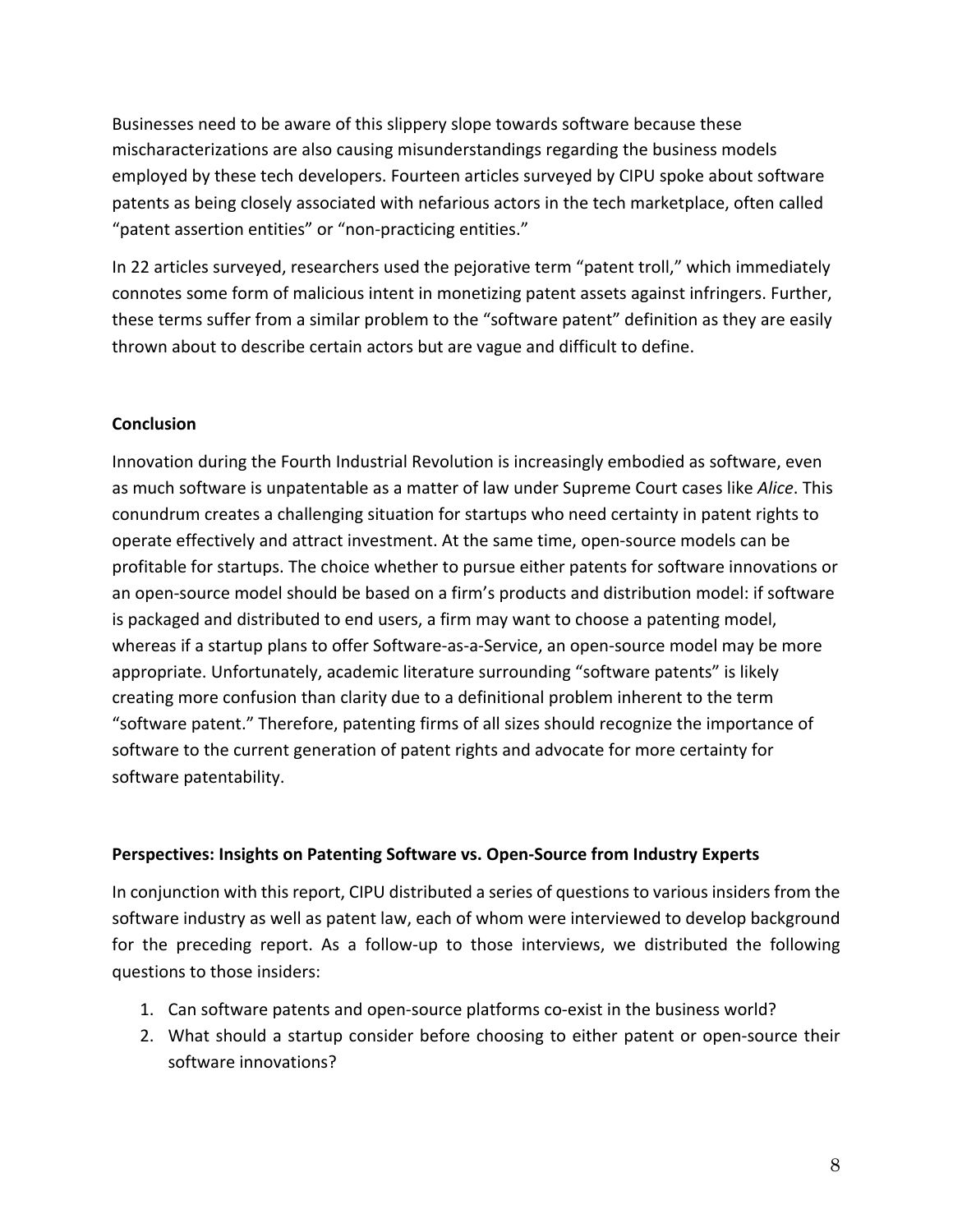Businesses need to be aware of this slippery slope towards software because these mischaracterizations are also causing misunderstandings regarding the business models employed by these tech developers. Fourteen articles surveyed by CIPU spoke about software patents as being closely associated with nefarious actors in the tech marketplace, often called "patent assertion entities" or "non-practicing entities."

In 22 articles surveyed, researchers used the pejorative term "patent troll," which immediately connotes some form of malicious intent in monetizing patent assets against infringers. Further, these terms suffer from a similar problem to the "software patent" definition as they are easily thrown about to describe certain actors but are vague and difficult to define.

**Conclusion**

Innovation during the Fourth Industrial Revolution is increasingly embodied as software, even as much software is unpatentable as a matter of law under Supreme Court cases like *Alice*. This conundrum creates a challenging situation for startups who need certainty in patent rights to operate effectively and attract investment. At the same time, open-source models can be profitable for startups. The choice whether to pursue either patents for software innovations or an open-source model should be based on a firm's products and distribution model: if software is packaged and distributed to end users, a firm may want to choose a patenting model, whereas if a startup plans to offer Software-as-a-Service, an open-source model may be more appropriate. Unfortunately, academic literature surrounding "software patents" is likely creating more confusion than clarity due to a definitional problem inherent to the term "software patent." Therefore, patenting firms of all sizes should recognize the importance of software to the current generation of patent rights and advocate for more certainty for software patentability.

**Perspectives: Insights on Patenting Software vs. Open-Source from Industry Experts**

In conjunction with this report, CIPU distributed a series of questions to various insiders from the software industry as well as patent law, each of whom were interviewed to develop background for the preceding report. As a follow-up to those interviews, we distributed the following questions to those insiders:

1. Can software patents and open-source platforms co-exist in the business world?
2. What should a startup consider before choosing to either patent or open-source their software innovations?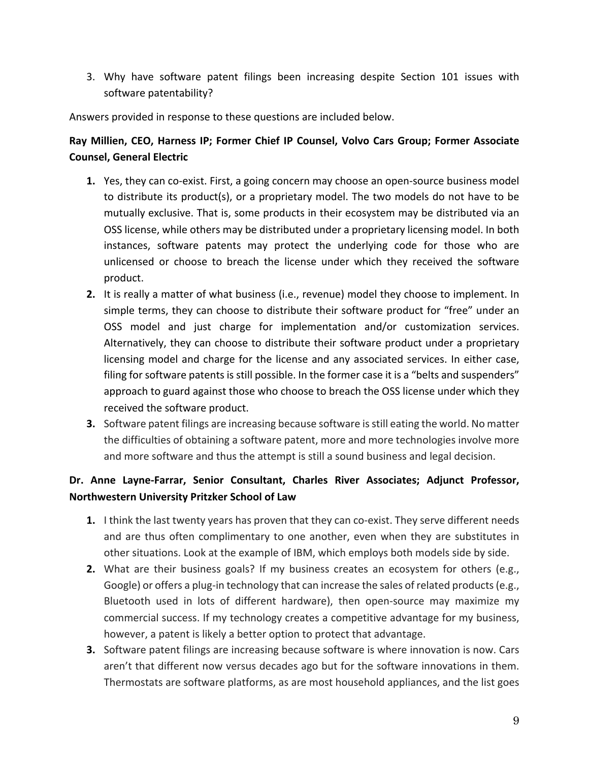3. Why have software patent filings been increasing despite Section 101 issues with software patentability?

Answers provided in response to these questions are included below.

**Ray Millien, CEO, Harness IP; Former Chief IP Counsel, Volvo Cars Group; Former Associate Counsel, General Electric**

1. Yes, they can co-exist. First, a going concern may choose an open-source business model to distribute its product(s), or a proprietary model. The two models do not have to be mutually exclusive. That is, some products in their ecosystem may be distributed via an OSS license, while others may be distributed under a proprietary licensing model. In both instances, software patents may protect the underlying code for those who are unlicensed or choose to breach the license under which they received the software product.
2. It is really a matter of what business (i.e., revenue) model they choose to implement. In simple terms, they can choose to distribute their software product for "free" under an OSS model and just charge for implementation and/or customization services. Alternatively, they can choose to distribute their software product under a proprietary licensing model and charge for the license and any associated services. In either case, filing for software patents is still possible. In the former case it is a "belts and suspenders" approach to guard against those who choose to breach the OSS license under which they received the software product.
3. Software patent filings are increasing because software is still eating the world. No matter the difficulties of obtaining a software patent, more and more technologies involve more and more software and thus the attempt is still a sound business and legal decision.

**Dr. Anne Layne-Farrar, Senior Consultant, Charles River Associates; Adjunct Professor, Northwestern University Pritzker School of Law**

1. I think the last twenty years has proven that they can co-exist. They serve different needs and are thus often complimentary to one another, even when they are substitutes in other situations. Look at the example of IBM, which employs both models side by side.
2. What are their business goals? If my business creates an ecosystem for others (e.g., Google) or offers a plug-in technology that can increase the sales of related products (e.g., Bluetooth used in lots of different hardware), then open-source may maximize my commercial success. If my technology creates a competitive advantage for my business, however, a patent is likely a better option to protect that advantage.
3. Software patent filings are increasing because software is where innovation is now. Cars aren't that different now versus decades ago but for the software innovations in them. Thermostats are software platforms, as are most household appliances, and the list goes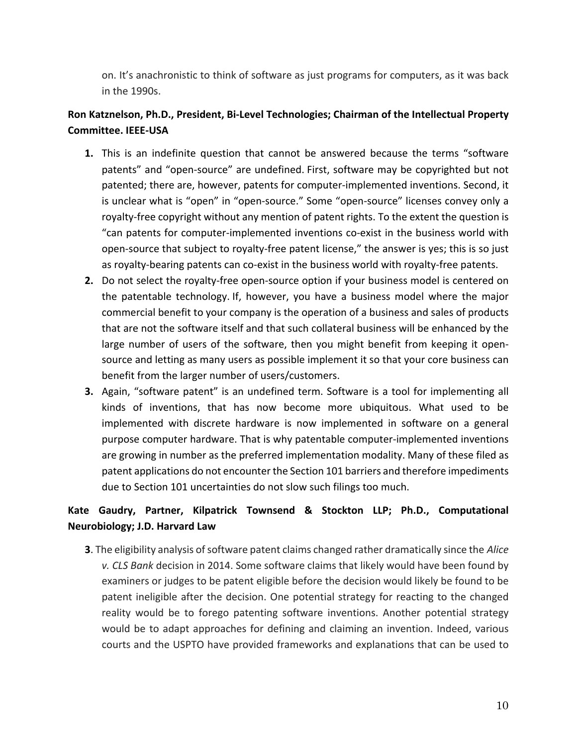on. It's anachronistic to think of software as just programs for computers, as it was back in the 1990s.

**Ron Katznelson, Ph.D., President, Bi-Level Technologies; Chairman of the Intellectual Property Committee. IEEE-USA**

1. This is an indefinite question that cannot be answered because the terms "software patents" and "open-source" are undefined. First, software may be copyrighted but not patented; there are, however, patents for computer-implemented inventions. Second, it is unclear what is "open" in "open-source." Some "open-source" licenses convey only a royalty-free copyright without any mention of patent rights. To the extent the question is "can patents for computer-implemented inventions co-exist in the business world with open-source that subject to royalty-free patent license," the answer is yes; this is so just as royalty-bearing patents can co-exist in the business world with royalty-free patents.
2. Do not select the royalty-free open-source option if your business model is centered on the patentable technology. If, however, you have a business model where the major commercial benefit to your company is the operation of a business and sales of products that are not the software itself and that such collateral business will be enhanced by the large number of users of the software, then you might benefit from keeping it open-source and letting as many users as possible implement it so that your core business can benefit from the larger number of users/customers.
3. Again, "software patent" is an undefined term. Software is a tool for implementing all kinds of inventions, that has now become more ubiquitous. What used to be implemented with discrete hardware is now implemented in software on a general purpose computer hardware. That is why patentable computer-implemented inventions are growing in number as the preferred implementation modality. Many of these filed as patent applications do not encounter the Section 101 barriers and therefore impediments due to Section 101 uncertainties do not slow such filings too much.

**Kate Gaudry, Partner, Kilpatrick Townsend & Stockton LLP; Ph.D., Computational Neurobiology; J.D. Harvard Law**

**3**. The eligibility analysis of software patent claims changed rather dramatically since the *Alice v. CLS Bank* decision in 2014. Some software claims that likely would have been found by examiners or judges to be patent eligible before the decision would likely be found to be patent ineligible after the decision. One potential strategy for reacting to the changed reality would be to forego patenting software inventions. Another potential strategy would be to adapt approaches for defining and claiming an invention. Indeed, various courts and the USPTO have provided frameworks and explanations that can be used to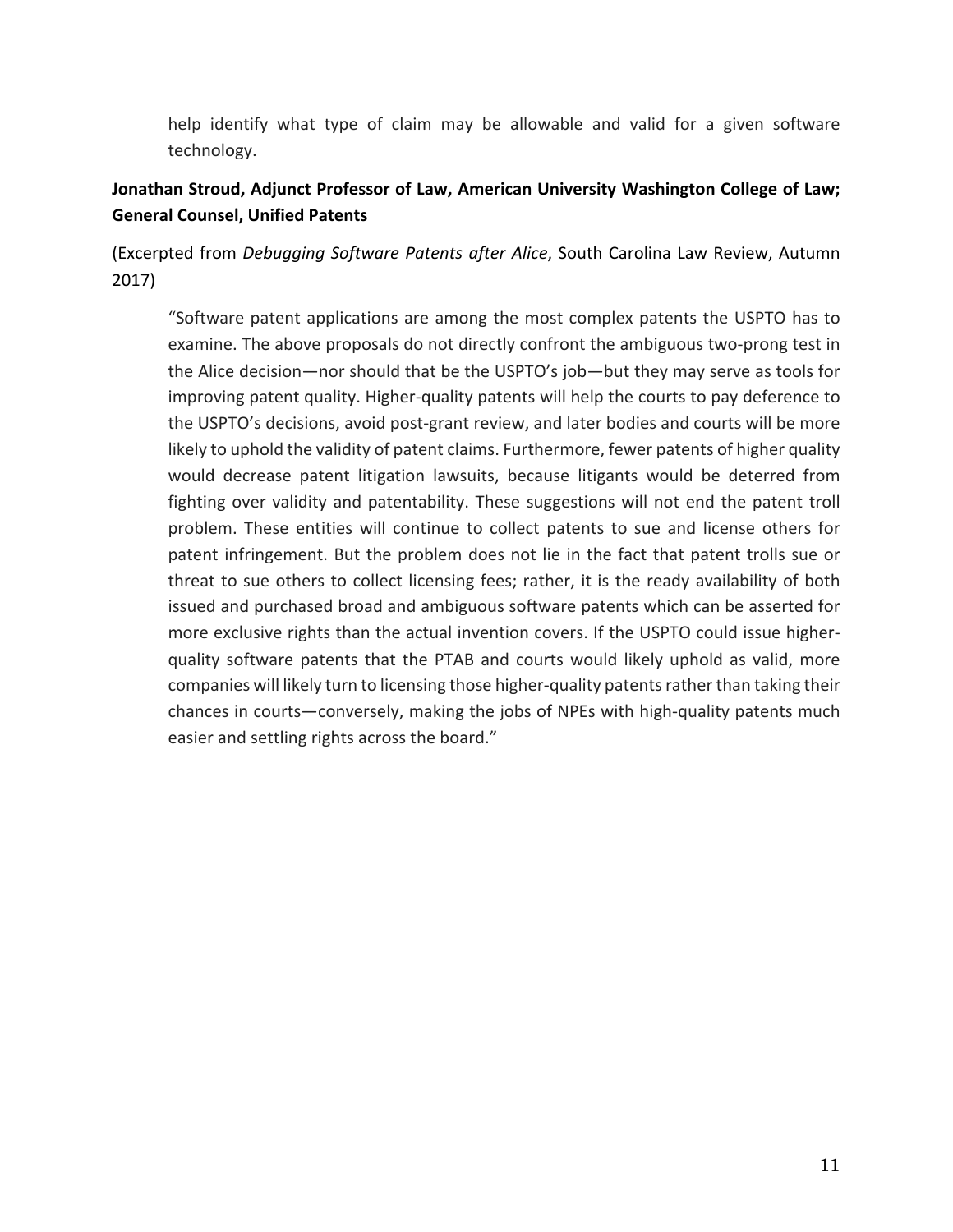help identify what type of claim may be allowable and valid for a given software technology.

**Jonathan Stroud, Adjunct Professor of Law, American University Washington College of Law; General Counsel, Unified Patents**

(Excerpted from *Debugging Software Patents after Alice*, South Carolina Law Review, Autumn 2017)

> "Software patent applications are among the most complex patents the USPTO has to examine. The above proposals do not directly confront the ambiguous two-prong test in the Alice decision—nor should that be the USPTO's job—but they may serve as tools for improving patent quality. Higher-quality patents will help the courts to pay deference to the USPTO's decisions, avoid post-grant review, and later bodies and courts will be more likely to uphold the validity of patent claims. Furthermore, fewer patents of higher quality would decrease patent litigation lawsuits, because litigants would be deterred from fighting over validity and patentability. These suggestions will not end the patent troll problem. These entities will continue to collect patents to sue and license others for patent infringement. But the problem does not lie in the fact that patent trolls sue or threat to sue others to collect licensing fees; rather, it is the ready availability of both issued and purchased broad and ambiguous software patents which can be asserted for more exclusive rights than the actual invention covers. If the USPTO could issue higher-quality software patents that the PTAB and courts would likely uphold as valid, more companies will likely turn to licensing those higher-quality patents rather than taking their chances in courts—conversely, making the jobs of NPEs with high-quality patents much easier and settling rights across the board."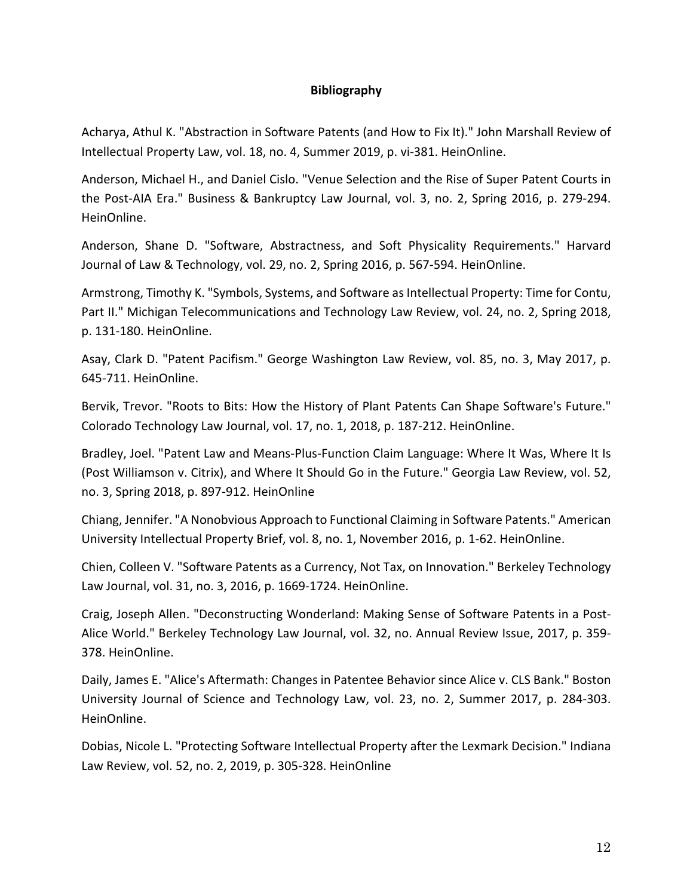**Bibliography**

Acharya, Athul K. "Abstraction in Software Patents (and How to Fix It)." John Marshall Review of Intellectual Property Law, vol. 18, no. 4, Summer 2019, p. vi-381. HeinOnline.

Anderson, Michael H., and Daniel Cislo. "Venue Selection and the Rise of Super Patent Courts in the Post-AIA Era." Business & Bankruptcy Law Journal, vol. 3, no. 2, Spring 2016, p. 279-294. HeinOnline.

Anderson, Shane D. "Software, Abstractness, and Soft Physicality Requirements." Harvard Journal of Law & Technology, vol. 29, no. 2, Spring 2016, p. 567-594. HeinOnline.

Armstrong, Timothy K. "Symbols, Systems, and Software as Intellectual Property: Time for Contu, Part II." Michigan Telecommunications and Technology Law Review, vol. 24, no. 2, Spring 2018, p. 131-180. HeinOnline.

Asay, Clark D. "Patent Pacifism." George Washington Law Review, vol. 85, no. 3, May 2017, p. 645-711. HeinOnline.

Bervik, Trevor. "Roots to Bits: How the History of Plant Patents Can Shape Software's Future." Colorado Technology Law Journal, vol. 17, no. 1, 2018, p. 187-212. HeinOnline.

Bradley, Joel. "Patent Law and Means-Plus-Function Claim Language: Where It Was, Where It Is (Post Williamson v. Citrix), and Where It Should Go in the Future." Georgia Law Review, vol. 52, no. 3, Spring 2018, p. 897-912. HeinOnline

Chiang, Jennifer. "A Nonobvious Approach to Functional Claiming in Software Patents." American University Intellectual Property Brief, vol. 8, no. 1, November 2016, p. 1-62. HeinOnline.

Chien, Colleen V. "Software Patents as a Currency, Not Tax, on Innovation." Berkeley Technology Law Journal, vol. 31, no. 3, 2016, p. 1669-1724. HeinOnline.

Craig, Joseph Allen. "Deconstructing Wonderland: Making Sense of Software Patents in a Post-Alice World." Berkeley Technology Law Journal, vol. 32, no. Annual Review Issue, 2017, p. 359-378. HeinOnline.

Daily, James E. "Alice's Aftermath: Changes in Patentee Behavior since Alice v. CLS Bank." Boston University Journal of Science and Technology Law, vol. 23, no. 2, Summer 2017, p. 284-303. HeinOnline.

Dobias, Nicole L. "Protecting Software Intellectual Property after the Lexmark Decision." Indiana Law Review, vol. 52, no. 2, 2019, p. 305-328. HeinOnline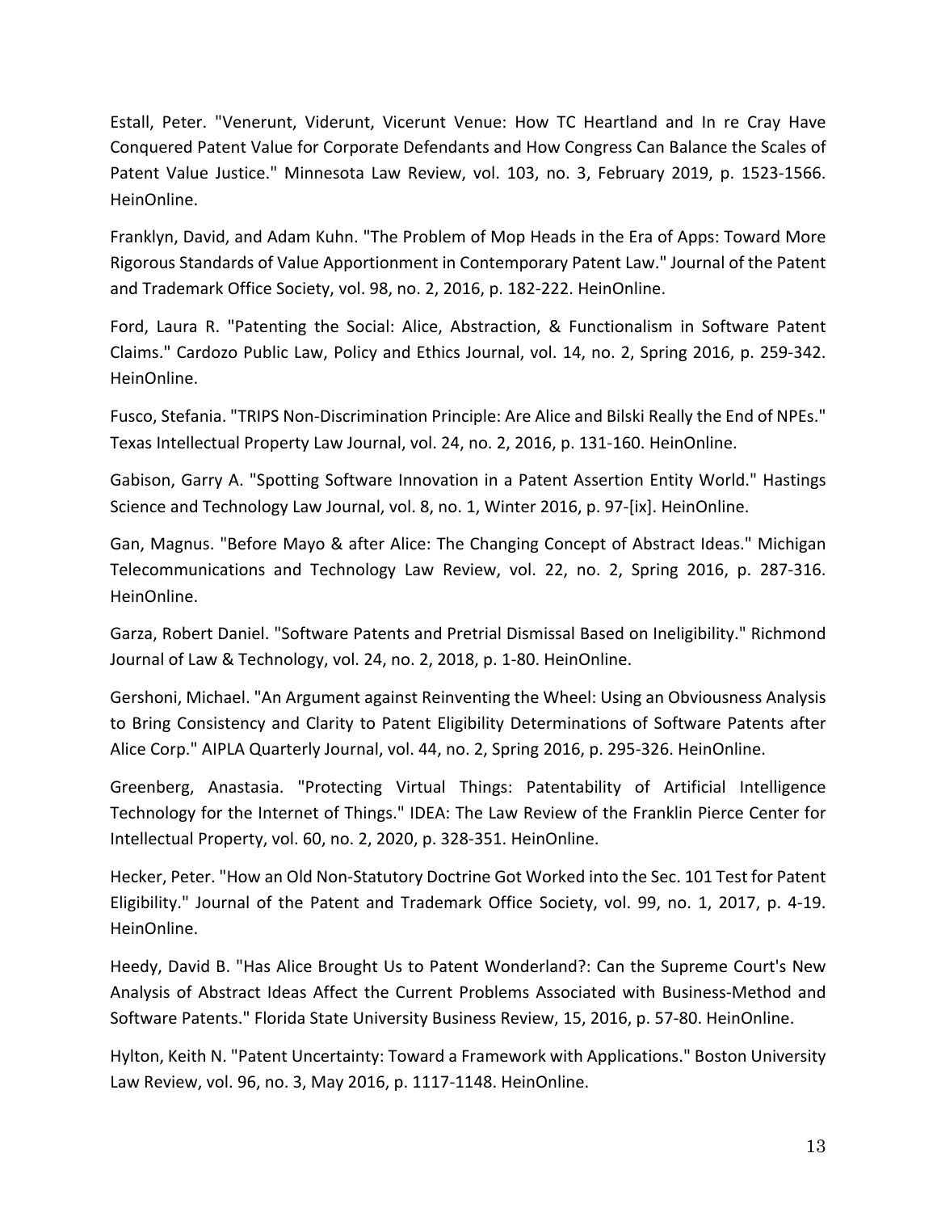Estall, Peter. "Venerunt, Viderunt, Vicerunt Venue: How TC Heartland and In re Cray Have Conquered Patent Value for Corporate Defendants and How Congress Can Balance the Scales of Patent Value Justice." Minnesota Law Review, vol. 103, no. 3, February 2019, p. 1523-1566. HeinOnline.

Franklyn, David, and Adam Kuhn. "The Problem of Mop Heads in the Era of Apps: Toward More Rigorous Standards of Value Apportionment in Contemporary Patent Law." Journal of the Patent and Trademark Office Society, vol. 98, no. 2, 2016, p. 182-222. HeinOnline.

Ford, Laura R. "Patenting the Social: Alice, Abstraction, & Functionalism in Software Patent Claims." Cardozo Public Law, Policy and Ethics Journal, vol. 14, no. 2, Spring 2016, p. 259-342. HeinOnline.

Fusco, Stefania. "TRIPS Non-Discrimination Principle: Are Alice and Bilski Really the End of NPEs." Texas Intellectual Property Law Journal, vol. 24, no. 2, 2016, p. 131-160. HeinOnline.

Gabison, Garry A. "Spotting Software Innovation in a Patent Assertion Entity World." Hastings Science and Technology Law Journal, vol. 8, no. 1, Winter 2016, p. 97-[ix]. HeinOnline.

Gan, Magnus. "Before Mayo & after Alice: The Changing Concept of Abstract Ideas." Michigan Telecommunications and Technology Law Review, vol. 22, no. 2, Spring 2016, p. 287-316. HeinOnline.

Garza, Robert Daniel. "Software Patents and Pretrial Dismissal Based on Ineligibility." Richmond Journal of Law & Technology, vol. 24, no. 2, 2018, p. 1-80. HeinOnline.

Gershoni, Michael. "An Argument against Reinventing the Wheel: Using an Obviousness Analysis to Bring Consistency and Clarity to Patent Eligibility Determinations of Software Patents after Alice Corp." AIPLA Quarterly Journal, vol. 44, no. 2, Spring 2016, p. 295-326. HeinOnline.

Greenberg, Anastasia. "Protecting Virtual Things: Patentability of Artificial Intelligence Technology for the Internet of Things." IDEA: The Law Review of the Franklin Pierce Center for Intellectual Property, vol. 60, no. 2, 2020, p. 328-351. HeinOnline.

Hecker, Peter. "How an Old Non-Statutory Doctrine Got Worked into the Sec. 101 Test for Patent Eligibility." Journal of the Patent and Trademark Office Society, vol. 99, no. 1, 2017, p. 4-19. HeinOnline.

Heedy, David B. "Has Alice Brought Us to Patent Wonderland?: Can the Supreme Court's New Analysis of Abstract Ideas Affect the Current Problems Associated with Business-Method and Software Patents." Florida State University Business Review, 15, 2016, p. 57-80. HeinOnline.

Hylton, Keith N. "Patent Uncertainty: Toward a Framework with Applications." Boston University Law Review, vol. 96, no. 3, May 2016, p. 1117-1148. HeinOnline.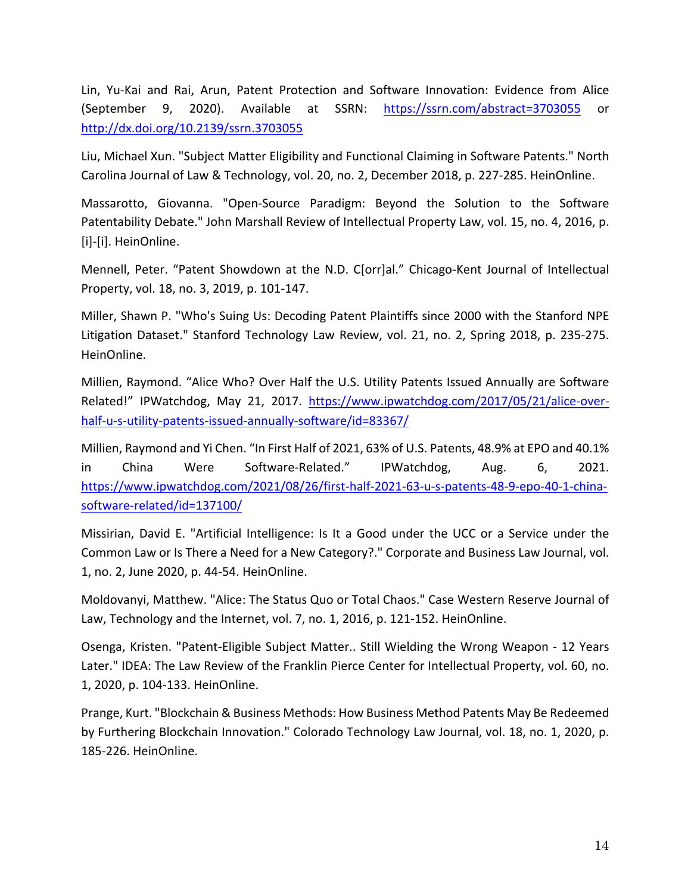Lin, Yu-Kai and Rai, Arun, Patent Protection and Software Innovation: Evidence from Alice (September 9, 2020). Available at SSRN: https://ssrn.com/abstract=3703055 or http://dx.doi.org/10.2139/ssrn.3703055

Liu, Michael Xun. "Subject Matter Eligibility and Functional Claiming in Software Patents." North Carolina Journal of Law & Technology, vol. 20, no. 2, December 2018, p. 227-285. HeinOnline.

Massarotto, Giovanna. "Open-Source Paradigm: Beyond the Solution to the Software Patentability Debate." John Marshall Review of Intellectual Property Law, vol. 15, no. 4, 2016, p. [i]-[i]. HeinOnline.

Mennell, Peter. "Patent Showdown at the N.D. C[orr]al." Chicago-Kent Journal of Intellectual Property, vol. 18, no. 3, 2019, p. 101-147.

Miller, Shawn P. "Who's Suing Us: Decoding Patent Plaintiffs since 2000 with the Stanford NPE Litigation Dataset." Stanford Technology Law Review, vol. 21, no. 2, Spring 2018, p. 235-275. HeinOnline.

Millien, Raymond. "Alice Who? Over Half the U.S. Utility Patents Issued Annually are Software Related!" IPWatchdog, May 21, 2017. https://www.ipwatchdog.com/2017/05/21/alice-over-half-u-s-utility-patents-issued-annually-software/id=83367/

Millien, Raymond and Yi Chen. "In First Half of 2021, 63% of U.S. Patents, 48.9% at EPO and 40.1% in China Were Software-Related." IPWatchdog, Aug. 6, 2021. https://www.ipwatchdog.com/2021/08/26/first-half-2021-63-u-s-patents-48-9-epo-40-1-china-software-related/id=137100/

Missirian, David E. "Artificial Intelligence: Is It a Good under the UCC or a Service under the Common Law or Is There a Need for a New Category?." Corporate and Business Law Journal, vol. 1, no. 2, June 2020, p. 44-54. HeinOnline.

Moldovanyi, Matthew. "Alice: The Status Quo or Total Chaos." Case Western Reserve Journal of Law, Technology and the Internet, vol. 7, no. 1, 2016, p. 121-152. HeinOnline.

Osenga, Kristen. "Patent-Eligible Subject Matter.. Still Wielding the Wrong Weapon - 12 Years Later." IDEA: The Law Review of the Franklin Pierce Center for Intellectual Property, vol. 60, no. 1, 2020, p. 104-133. HeinOnline.

Prange, Kurt. "Blockchain & Business Methods: How Business Method Patents May Be Redeemed by Furthering Blockchain Innovation." Colorado Technology Law Journal, vol. 18, no. 1, 2020, p. 185-226. HeinOnline.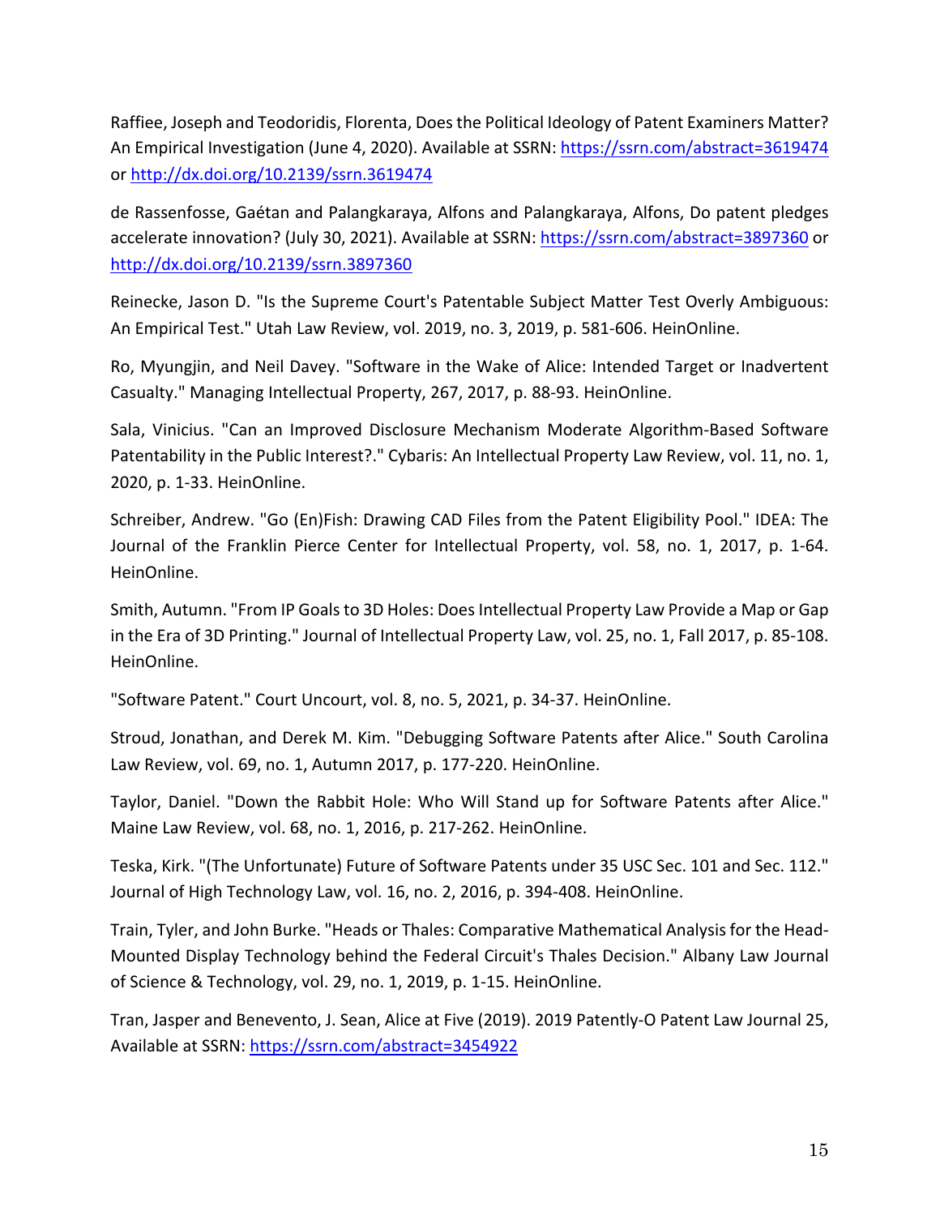Raffiee, Joseph and Teodoridis, Florenta, Does the Political Ideology of Patent Examiners Matter? An Empirical Investigation (June 4, 2020). Available at SSRN: https://ssrn.com/abstract=3619474 or http://dx.doi.org/10.2139/ssrn.3619474

de Rassenfosse, Gaétan and Palangkaraya, Alfons and Palangkaraya, Alfons, Do patent pledges accelerate innovation? (July 30, 2021). Available at SSRN: https://ssrn.com/abstract=3897360 or http://dx.doi.org/10.2139/ssrn.3897360

Reinecke, Jason D. "Is the Supreme Court's Patentable Subject Matter Test Overly Ambiguous: An Empirical Test." Utah Law Review, vol. 2019, no. 3, 2019, p. 581-606. HeinOnline.

Ro, Myungjin, and Neil Davey. "Software in the Wake of Alice: Intended Target or Inadvertent Casualty." Managing Intellectual Property, 267, 2017, p. 88-93. HeinOnline.

Sala, Vinicius. "Can an Improved Disclosure Mechanism Moderate Algorithm-Based Software Patentability in the Public Interest?." Cybaris: An Intellectual Property Law Review, vol. 11, no. 1, 2020, p. 1-33. HeinOnline.

Schreiber, Andrew. "Go (En)Fish: Drawing CAD Files from the Patent Eligibility Pool." IDEA: The Journal of the Franklin Pierce Center for Intellectual Property, vol. 58, no. 1, 2017, p. 1-64. HeinOnline.

Smith, Autumn. "From IP Goals to 3D Holes: Does Intellectual Property Law Provide a Map or Gap in the Era of 3D Printing." Journal of Intellectual Property Law, vol. 25, no. 1, Fall 2017, p. 85-108. HeinOnline.

"Software Patent." Court Uncourt, vol. 8, no. 5, 2021, p. 34-37. HeinOnline.

Stroud, Jonathan, and Derek M. Kim. "Debugging Software Patents after Alice." South Carolina Law Review, vol. 69, no. 1, Autumn 2017, p. 177-220. HeinOnline.

Taylor, Daniel. "Down the Rabbit Hole: Who Will Stand up for Software Patents after Alice." Maine Law Review, vol. 68, no. 1, 2016, p. 217-262. HeinOnline.

Teska, Kirk. "(The Unfortunate) Future of Software Patents under 35 USC Sec. 101 and Sec. 112." Journal of High Technology Law, vol. 16, no. 2, 2016, p. 394-408. HeinOnline.

Train, Tyler, and John Burke. "Heads or Thales: Comparative Mathematical Analysis for the Head-Mounted Display Technology behind the Federal Circuit's Thales Decision." Albany Law Journal of Science & Technology, vol. 29, no. 1, 2019, p. 1-15. HeinOnline.

Tran, Jasper and Benevento, J. Sean, Alice at Five (2019). 2019 Patently-O Patent Law Journal 25, Available at SSRN: https://ssrn.com/abstract=3454922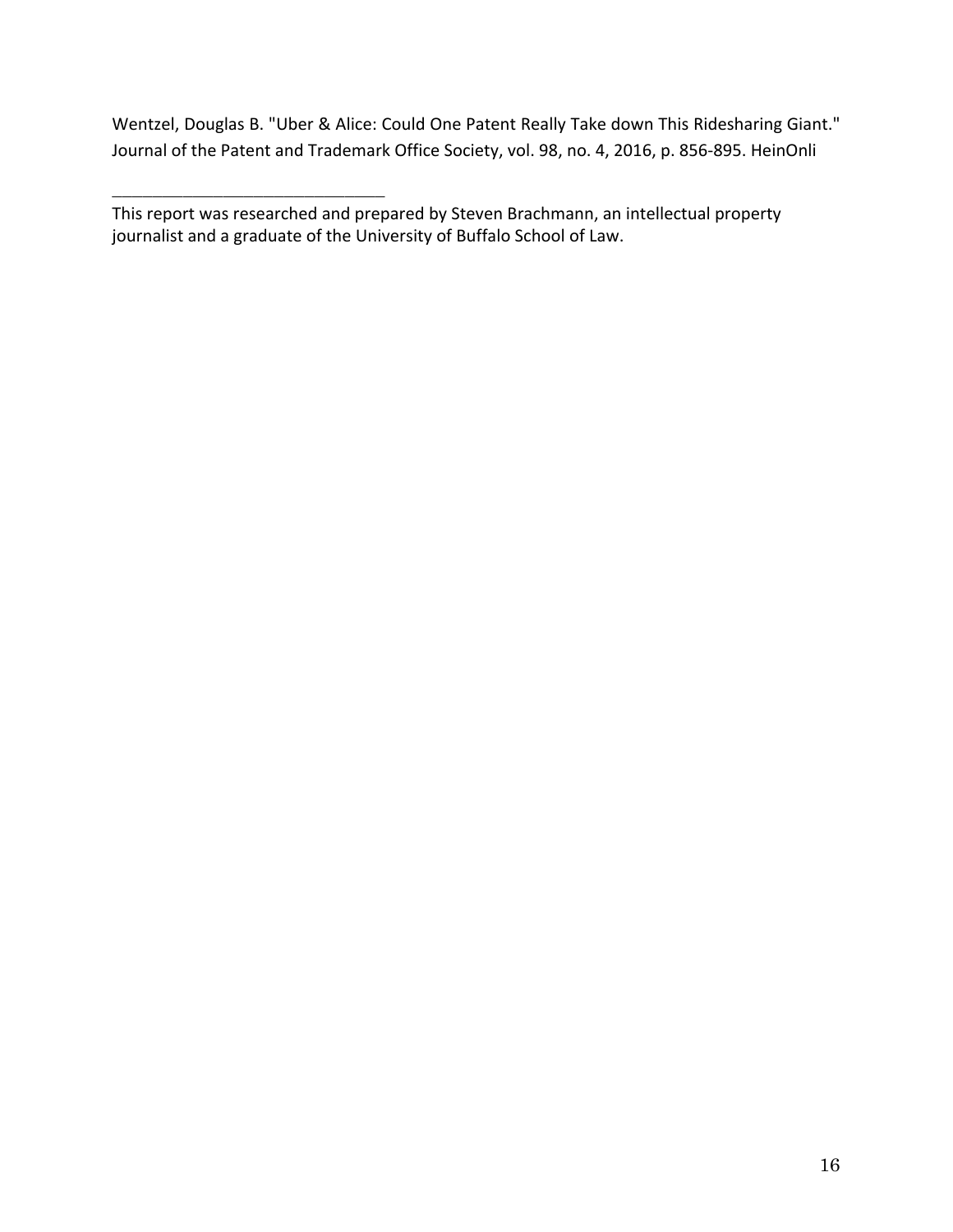Wentzel, Douglas B. "Uber & Alice: Could One Patent Really Take down This Ridesharing Giant." Journal of the Patent and Trademark Office Society, vol. 98, no. 4, 2016, p. 856-895. HeinOnli

______________________________

This report was researched and prepared by Steven Brachmann, an intellectual property journalist and a graduate of the University of Buffalo School of Law.